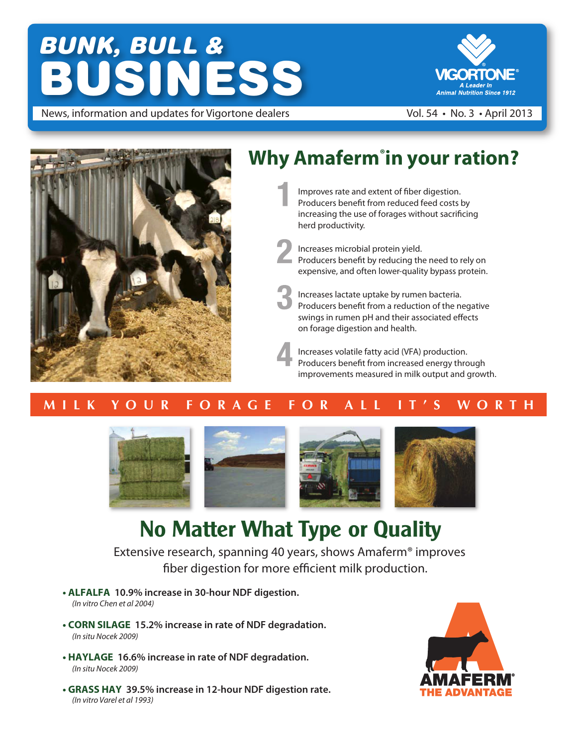# BUNK, BULL & BUSINESS

News, information and updates for Vigortone dealers

Vol. 54 • No. 3 • April 2013

VIGORTONE® A Leader In Animal Nutrition Since 1912

## Why Amaferm® in your ration?

**1** Improves rate and extent of fiber digestion. Producers benefit from reduced feed costs by increasing the use of forages without sacrificing herd productivity.

**2** Increases microbial protein yield. Producers benefit by reducing the need to rely on expensive, and often lower-quality bypass protein.

**3** Increases lactate uptake by rumen bacteria. Producers benefit from a reduction of the negative swings in rumen pH and their associated effects on forage digestion and health.

**4** Increases volatile fatty acid (VFA) production. Producers benefit from increased energy through improvements measured in milk output and growth.

**MILK YOUR FORAGE FOR ALL IT'S WORTH**

## No Matter What Type or Quality

Extensive research, spanning 40 years, shows Amaferm® improves fiber digestion for more efficient milk production.

- **ALFALFA 10.9% increase in 30-hour NDF digestion.**
  *(In vitro Chen et al 2004)*
- **CORN SILAGE 15.2% increase in rate of NDF degradation.**
  *(In situ Nocek 2009)*
- **HAYLAGE 16.6% increase in rate of NDF degradation.**
  *(In situ Nocek 2009)*
- **GRASS HAY 39.5% increase in 12-hour NDF digestion rate.**
  *(In vitro Varel et al 1993)*

AMAFERM® THE ADVANTAGE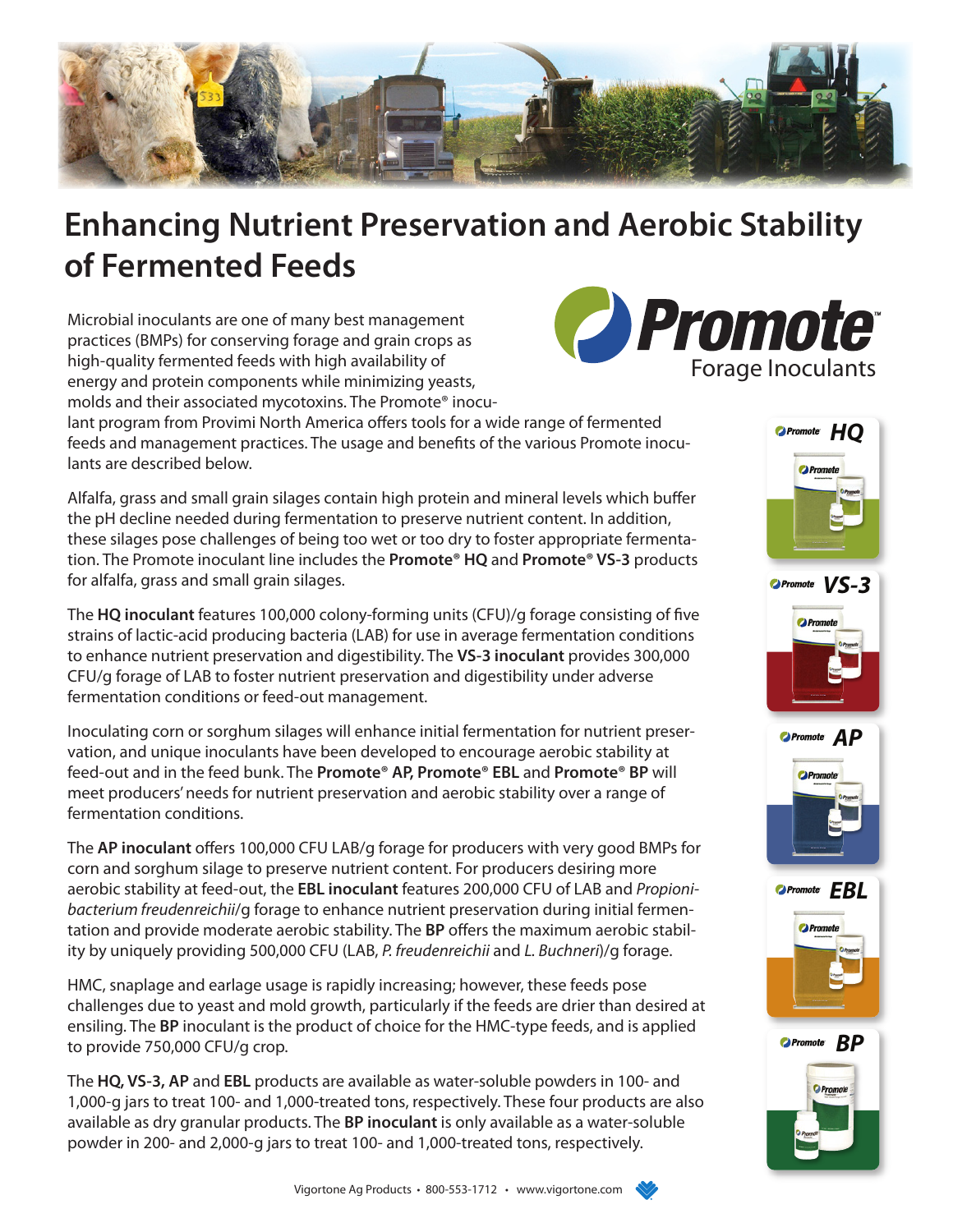# Enhancing Nutrient Preservation and Aerobic Stability of Fermented Feeds

**Promote™ Forage Inoculants**

Microbial inoculants are one of many best management practices (BMPs) for conserving forage and grain crops as high-quality fermented feeds with high availability of energy and protein components while minimizing yeasts, molds and their associated mycotoxins. The Promote® inoculant program from Provimi North America offers tools for a wide range of fermented feeds and management practices. The usage and benefits of the various Promote inoculants are described below.

Alfalfa, grass and small grain silages contain high protein and mineral levels which buffer the pH decline needed during fermentation to preserve nutrient content. In addition, these silages pose challenges of being too wet or too dry to foster appropriate fermentation. The Promote inoculant line includes the **Promote® HQ** and **Promote® VS-3** products for alfalfa, grass and small grain silages.

The **HQ inoculant** features 100,000 colony-forming units (CFU)/g forage consisting of five strains of lactic-acid producing bacteria (LAB) for use in average fermentation conditions to enhance nutrient preservation and digestibility. The **VS-3 inoculant** provides 300,000 CFU/g forage of LAB to foster nutrient preservation and digestibility under adverse fermentation conditions or feed-out management.

Inoculating corn or sorghum silages will enhance initial fermentation for nutrient preservation, and unique inoculants have been developed to encourage aerobic stability at feed-out and in the feed bunk. The **Promote® AP, Promote® EBL** and **Promote® BP** will meet producers' needs for nutrient preservation and aerobic stability over a range of fermentation conditions.

The **AP inoculant** offers 100,000 CFU LAB/g forage for producers with very good BMPs for corn and sorghum silage to preserve nutrient content. For producers desiring more aerobic stability at feed-out, the **EBL inoculant** features 200,000 CFU of LAB and *Propionibacterium freudenreichii*/g forage to enhance nutrient preservation during initial fermentation and provide moderate aerobic stability. The **BP** offers the maximum aerobic stability by uniquely providing 500,000 CFU (LAB, *P. freudenreichii* and *L. Buchneri*)/g forage.

HMC, snaplage and earlage usage is rapidly increasing; however, these feeds pose challenges due to yeast and mold growth, particularly if the feeds are drier than desired at ensiling. The **BP** inoculant is the product of choice for the HMC-type feeds, and is applied to provide 750,000 CFU/g crop.

The **HQ, VS-3, AP** and **EBL** products are available as water-soluble powders in 100- and 1,000-g jars to treat 100- and 1,000-treated tons, respectively. These four products are also available as dry granular products. The **BP inoculant** is only available as a water-soluble powder in 200- and 2,000-g jars to treat 100- and 1,000-treated tons, respectively.

Vigortone Ag Products • 800-553-1712 • www.vigortone.com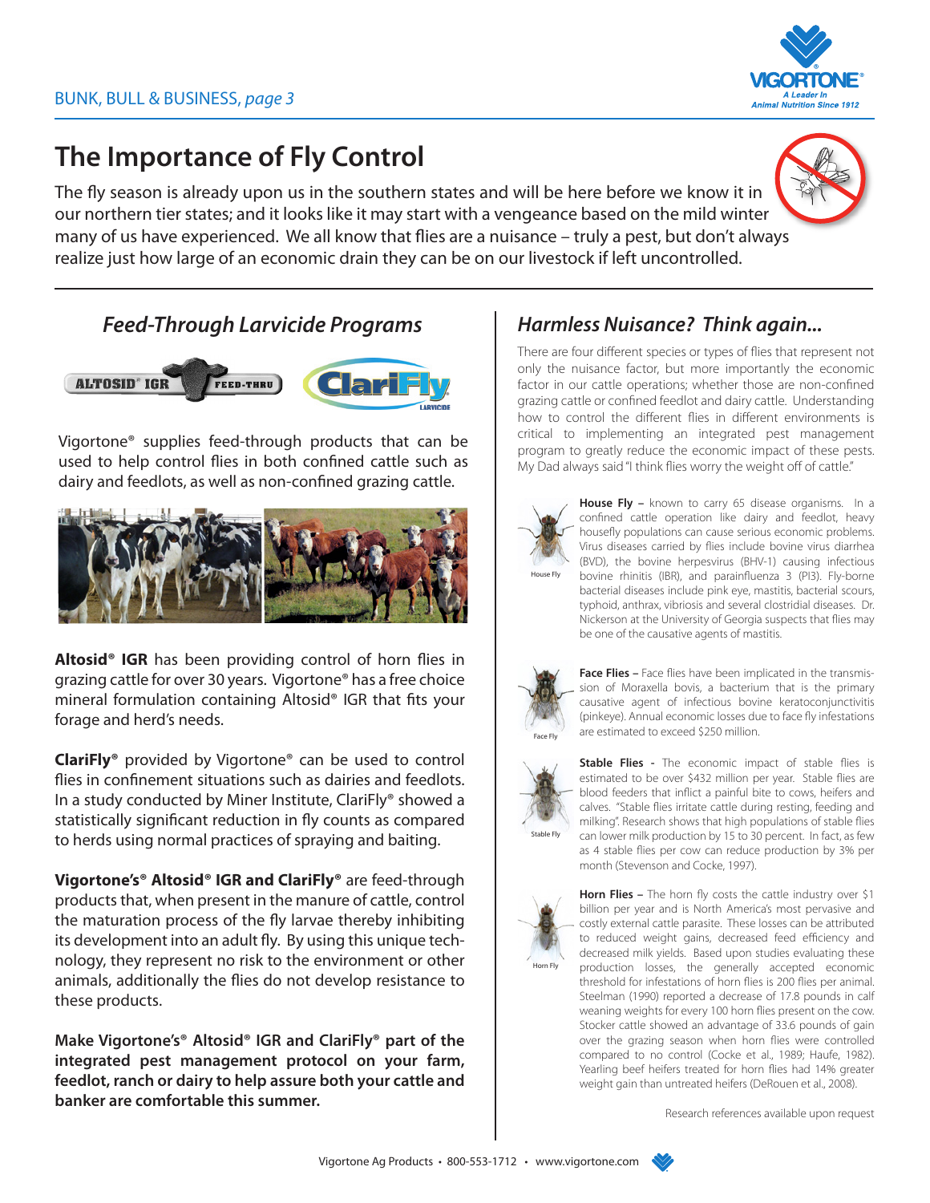# The Importance of Fly Control

The fly season is already upon us in the southern states and will be here before we know it in our northern tier states; and it looks like it may start with a vengeance based on the mild winter many of us have experienced. We all know that flies are a nuisance – truly a pest, but don't always realize just how large of an economic drain they can be on our livestock if left uncontrolled.

## *Feed-Through Larvicide Programs*

Vigortone® supplies feed-through products that can be used to help control flies in both confined cattle such as dairy and feedlots, as well as non-confined grazing cattle.

**Altosid® IGR** has been providing control of horn flies in grazing cattle for over 30 years. Vigortone® has a free choice mineral formulation containing Altosid® IGR that fits your forage and herd's needs.

**ClariFly®** provided by Vigortone® can be used to control flies in confinement situations such as dairies and feedlots. In a study conducted by Miner Institute, ClariFly® showed a statistically significant reduction in fly counts as compared to herds using normal practices of spraying and baiting.

**Vigortone's® Altosid® IGR and ClariFly®** are feed-through products that, when present in the manure of cattle, control the maturation process of the fly larvae thereby inhibiting its development into an adult fly. By using this unique technology, they represent no risk to the environment or other animals, additionally the flies do not develop resistance to these products.

**Make Vigortone's® Altosid® IGR and ClariFly® part of the integrated pest management protocol on your farm, feedlot, ranch or dairy to help assure both your cattle and banker are comfortable this summer.**

## *Harmless Nuisance? Think again...*

There are four different species or types of flies that represent not only the nuisance factor, but more importantly the economic factor in our cattle operations; whether those are non-confined grazing cattle or confined feedlot and dairy cattle. Understanding how to control the different flies in different environments is critical to implementing an integrated pest management program to greatly reduce the economic impact of these pests. My Dad always said "I think flies worry the weight off of cattle."

House Fly

**House Fly –** known to carry 65 disease organisms. In a confined cattle operation like dairy and feedlot, heavy housefly populations can cause serious economic problems. Virus diseases carried by flies include bovine virus diarrhea (BVD), the bovine herpesvirus (BHV-1) causing infectious bovine rhinitis (IBR), and parainfluenza 3 (PI3). Fly-borne bacterial diseases include pink eye, mastitis, bacterial scours, typhoid, anthrax, vibriosis and several clostridial diseases. Dr. Nickerson at the University of Georgia suspects that flies may be one of the causative agents of mastitis.

Face Fly

**Face Flies –** Face flies have been implicated in the transmission of Moraxella bovis, a bacterium that is the primary causative agent of infectious bovine keratoconjunctivitis (pinkeye). Annual economic losses due to face fly infestations are estimated to exceed $250 million.

Stable Fly

**Stable Flies -** The economic impact of stable flies is estimated to be over $432 million per year. Stable flies are blood feeders that inflict a painful bite to cows, heifers and calves. "Stable flies irritate cattle during resting, feeding and milking". Research shows that high populations of stable flies can lower milk production by 15 to 30 percent. In fact, as few as 4 stable flies per cow can reduce production by 3% per month (Stevenson and Cocke, 1997).

Horn Fly

**Horn Flies –** The horn fly costs the cattle industry over $1 billion per year and is North America's most pervasive and costly external cattle parasite. These losses can be attributed to reduced weight gains, decreased feed efficiency and decreased milk yields. Based upon studies evaluating these production losses, the generally accepted economic threshold for infestations of horn flies is 200 flies per animal. Steelman (1990) reported a decrease of 17.8 pounds in calf weaning weights for every 100 horn flies present on the cow. Stocker cattle showed an advantage of 33.6 pounds of gain over the grazing season when horn flies were controlled compared to no control (Cocke et al., 1989; Haufe, 1982). Yearling beef heifers treated for horn flies had 14% greater weight gain than untreated heifers (DeRouen et al., 2008).

Research references available upon request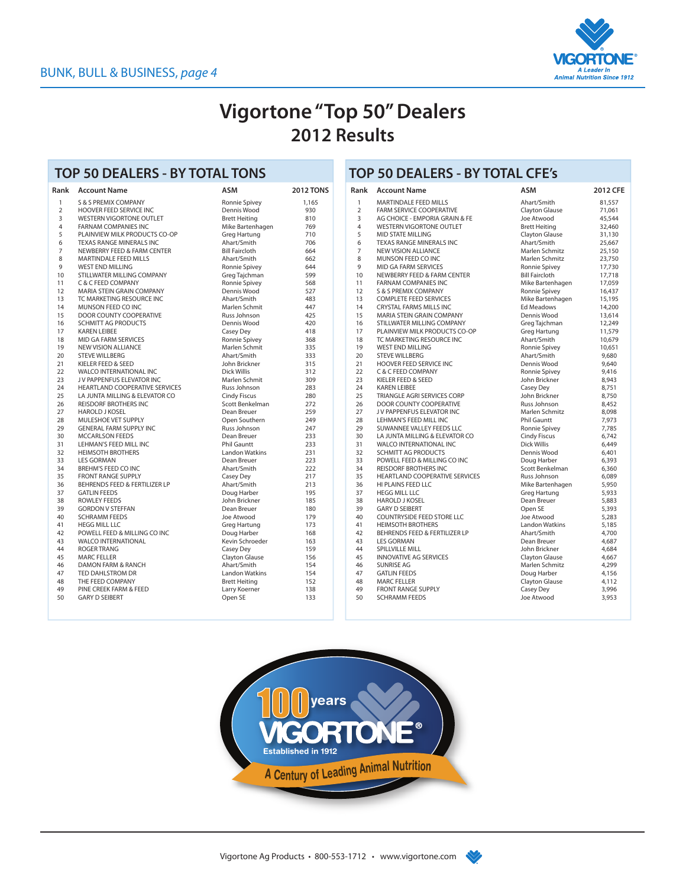# Vigortone "Top 50" Dealers

## 2012 Results

### TOP 50 DEALERS - BY TOTAL TONS

| Rank | Account Name | ASM | 2012 TONS |
|---|---|---|---|
| 1 | S & S PREMIX COMPANY | Ronnie Spivey | 1,165 |
| 2 | HOOVER FEED SERVICE INC | Dennis Wood | 930 |
| 3 | WESTERN VIGORTONE OUTLET | Brett Heiting | 810 |
| 4 | FARNAM COMPANIES INC | Mike Bartenhagen | 769 |
| 5 | PLAINVIEW MILK PRODUCTS CO-OP | Greg Hartung | 710 |
| 6 | TEXAS RANGE MINERALS INC | Ahart/Smith | 706 |
| 7 | NEWBERRY FEED & FARM CENTER | Bill Faircloth | 664 |
| 8 | MARTINDALE FEED MILLS | Ahart/Smith | 662 |
| 9 | WEST END MILLING | Ronnie Spivey | 644 |
| 10 | STILLWATER MILLING COMPANY | Greg Tajchman | 599 |
| 11 | C & C FEED COMPANY | Ronnie Spivey | 568 |
| 12 | MARIA STEIN GRAIN COMPANY | Dennis Wood | 527 |
| 13 | TC MARKETING RESOURCE INC | Ahart/Smith | 483 |
| 14 | MUNSON FEED CO INC | Marlen Schmit | 447 |
| 15 | DOOR COUNTY COOPERATIVE | Russ Johnson | 425 |
| 16 | SCHMITT AG PRODUCTS | Dennis Wood | 420 |
| 17 | KAREN LEIBEE | Casey Dey | 418 |
| 18 | MID GA FARM SERVICES | Ronnie Spivey | 368 |
| 19 | NEW VISION ALLIANCE | Marlen Schmit | 335 |
| 20 | STEVE WILLBERG | Ahart/Smith | 333 |
| 21 | KIELER FEED & SEED | John Brickner | 315 |
| 22 | WALCO INTERNATIONAL INC | Dick Willis | 312 |
| 23 | J V PAPPENFUS ELEVATOR INC | Marlen Schmit | 309 |
| 24 | HEARTLAND COOPERATIVE SERVICES | Russ Johnson | 283 |
| 25 | LA JUNTA MILLING & ELEVATOR CO | Cindy Fiscus | 280 |
| 26 | REISDORF BROTHERS INC | Scott Benkelman | 272 |
| 27 | HAROLD J KOSEL | Dean Breuer | 259 |
| 28 | MULESHOE VET SUPPLY | Open Southern | 249 |
| 29 | GENERAL FARM SUPPLY INC | Russ Johnson | 247 |
| 30 | MCCARLSON FEEDS | Dean Breuer | 233 |
| 31 | LEHMAN'S FEED MILL INC | Phil Gauntt | 233 |
| 32 | HEIMSOTH BROTHERS | Landon Watkins | 231 |
| 33 | LES GORMAN | Dean Breuer | 223 |
| 34 | BREHM'S FEED CO INC | Ahart/Smith | 222 |
| 35 | FRONT RANGE SUPPLY | Casey Dey | 217 |
| 36 | BEHRENDS FEED & FERTILIZER LP | Ahart/Smith | 213 |
| 37 | GATLIN FEEDS | Doug Harber | 195 |
| 38 | ROWLEY FEEDS | John Brickner | 185 |
| 39 | GORDON V STEFFAN | Dean Breuer | 180 |
| 40 | SCHRAMM FEEDS | Joe Atwood | 179 |
| 41 | HEGG MILL LLC | Greg Hartung | 173 |
| 42 | POWELL FEED & MILLING CO INC | Doug Harber | 168 |
| 43 | WALCO INTERNATIONAL | Kevin Schroeder | 163 |
| 44 | ROGER TRANG | Casey Dey | 159 |
| 45 | MARC FELLER | Clayton Glause | 156 |
| 46 | DAMON FARM & RANCH | Ahart/Smith | 154 |
| 47 | TED DAHLSTROM DR | Landon Watkins | 154 |
| 48 | THE FEED COMPANY | Brett Heiting | 152 |
| 49 | PINE CREEK FARM & FEED | Larry Koerner | 138 |
| 50 | GARY D SEIBERT | Open SE | 133 |

### TOP 50 DEALERS - BY TOTAL CFE's

| Rank | Account Name | ASM | 2012 CFE |
|---|---|---|---|
| 1 | MARTINDALE FEED MILLS | Ahart/Smith | 81,557 |
| 2 | FARM SERVICE COOPERATIVE | Clayton Glause | 71,061 |
| 3 | AG CHOICE - EMPORIA GRAIN & FE | Joe Atwood | 45,544 |
| 4 | WESTERN VIGORTONE OUTLET | Brett Heiting | 32,460 |
| 5 | MID STATE MILLING | Clayton Glause | 31,130 |
| 6 | TEXAS RANGE MINERALS INC | Ahart/Smith | 25,667 |
| 7 | NEW VISION ALLIANCE | Marlen Schmitz | 25,150 |
| 8 | MUNSON FEED CO INC | Marlen Schmitz | 23,750 |
| 9 | MID GA FARM SERVICES | Ronnie Spivey | 17,730 |
| 10 | NEWBERRY FEED & FARM CENTER | Bill Faircloth | 17,718 |
| 11 | FARNAM COMPANIES INC | Mike Bartenhagen | 17,059 |
| 12 | S & S PREMIX COMPANY | Ronnie Spivey | 16,437 |
| 13 | COMPLETE FEED SERVICES | Mike Bartenhagen | 15,195 |
| 14 | CRYSTAL FARMS MILLS INC | Ed Meadows | 14,200 |
| 15 | MARIA STEIN GRAIN COMPANY | Dennis Wood | 13,614 |
| 16 | STILLWATER MILLING COMPANY | Greg Tajchman | 12,249 |
| 17 | PLAINVIEW MILK PRODUCTS CO-OP | Greg Hartung | 11,579 |
| 18 | TC MARKETING RESOURCE INC | Ahart/Smith | 10,679 |
| 19 | WEST END MILLING | Ronnie Spivey | 10,651 |
| 20 | STEVE WILLBERG | Ahart/Smith | 9,680 |
| 21 | HOOVER FEED SERVICE INC | Dennis Wood | 9,640 |
| 22 | C & C FEED COMPANY | Ronnie Spivey | 9,416 |
| 23 | KIELER FEED & SEED | John Brickner | 8,943 |
| 24 | KAREN LEIBEE | Casey Dey | 8,751 |
| 25 | TRIANGLE AGRI SERVICES CORP | John Brickner | 8,750 |
| 26 | DOOR COUNTY COOPERATIVE | Russ Johnson | 8,452 |
| 27 | J V PAPPENFUS ELEVATOR INC | Marlen Schmitz | 8,098 |
| 28 | LEHMAN'S FEED MILL INC | Phil Gauntt | 7,973 |
| 29 | SUWANNEE VALLEY FEEDS LLC | Ronnie Spivey | 7,785 |
| 30 | LA JUNTA MILLING & ELEVATOR CO | Cindy Fiscus | 6,742 |
| 31 | WALCO INTERNATIONAL INC | Dick Willis | 6,449 |
| 32 | SCHMITT AG PRODUCTS | Dennis Wood | 6,401 |
| 33 | POWELL FEED & MILLING CO INC | Doug Harber | 6,393 |
| 34 | REISDORF BROTHERS INC | Scott Benkelman | 6,360 |
| 35 | HEARTLAND COOPERATIVE SERVICES | Russ Johnson | 6,089 |
| 36 | HI PLAINS FEED LLC | Mike Bartenhagen | 5,950 |
| 37 | HEGG MILL LLC | Greg Hartung | 5,933 |
| 38 | HAROLD J KOSEL | Dean Breuer | 5,883 |
| 39 | GARY D SEIBERT | Open SE | 5,393 |
| 40 | COUNTRYSIDE FEED STORE LLC | Joe Atwood | 5,283 |
| 41 | HEIMSOTH BROTHERS | Landon Watkins | 5,185 |
| 42 | BEHRENDS FEED & FERTILIZER LP | Ahart/Smith | 4,700 |
| 43 | LES GORMAN | Dean Breuer | 4,687 |
| 44 | SPILLVILLE MILL | John Brickner | 4,684 |
| 45 | INNOVATIVE AG SERVICES | Clayton Glause | 4,667 |
| 46 | SUNRISE AG | Marlen Schmitz | 4,299 |
| 47 | GATLIN FEEDS | Doug Harber | 4,156 |
| 48 | MARC FELLER | Clayton Glause | 4,112 |
| 49 | FRONT RANGE SUPPLY | Casey Dey | 3,996 |
| 50 | SCHRAMM FEEDS | Joe Atwood | 3,953 |

100 years VIGORTONE® Established in 1912

A Century of Leading Animal Nutrition

Vigortone Ag Products • 800-553-1712 • www.vigortone.com